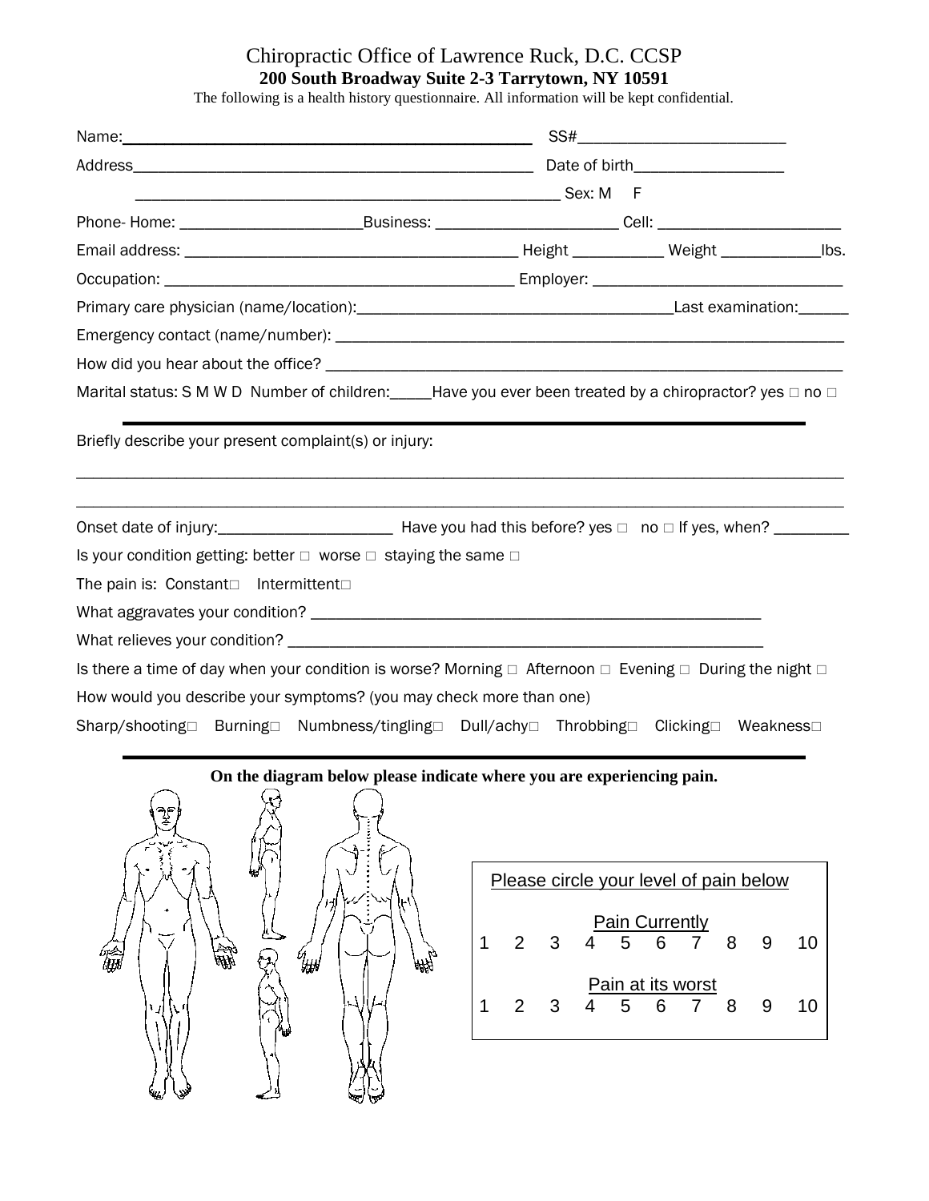# Chiropractic Office of Lawrence Ruck, D.C. CCSP

**200 South Broadway Suite 2-3 Tarrytown, NY 10591**

The following is a health history questionnaire. All information will be kept confidential.

Name:_______________________________________________ SS#_________________________

Address_______________________________________________ Date of birth_________________

_______________________________________________ Sex: M F

Phone- Home: ____________________Business: ____________________ Cell: ____________________

Email address: ____________________________________ Height __________ Weight ___________lbs.

Occupation: ____________________________________ Employer: ___________________________

Primary care physician (name/location):___________________________________Last examination:______

Emergency contact (name/number): _______________________________________________________

How did you hear about the office? _______________________________________________________

Marital status: S M W D Number of children:_____Have you ever been treated by a chiropractor? yes □ no □

---

Briefly describe your present complaint(s) or injury:

_______________________________________________________________________________________

_______________________________________________________________________________________

Onset date of injury:____________________ Have you had this before? yes □ no □ If yes, when? _________

Is your condition getting: better □ worse □ staying the same □

The pain is: Constant□ Intermittent□

What aggravates your condition? _______________________________________________

What relieves your condition? _______________________________________________

Is there a time of day when your condition is worse? Morning □ Afternoon □ Evening □ During the night □

How would you describe your symptoms? (you may check more than one)

Sharp/shooting□ Burning□ Numbness/tingling□ Dull/achy□ Throbbing□ Clicking□ Weakness□

---

**On the diagram below please indicate where you are experiencing pain.**

Please circle your level of pain below

Pain Currently

1 2 3 4 5 6 7 8 9 10

Pain at its worst

1 2 3 4 5 6 7 8 9 10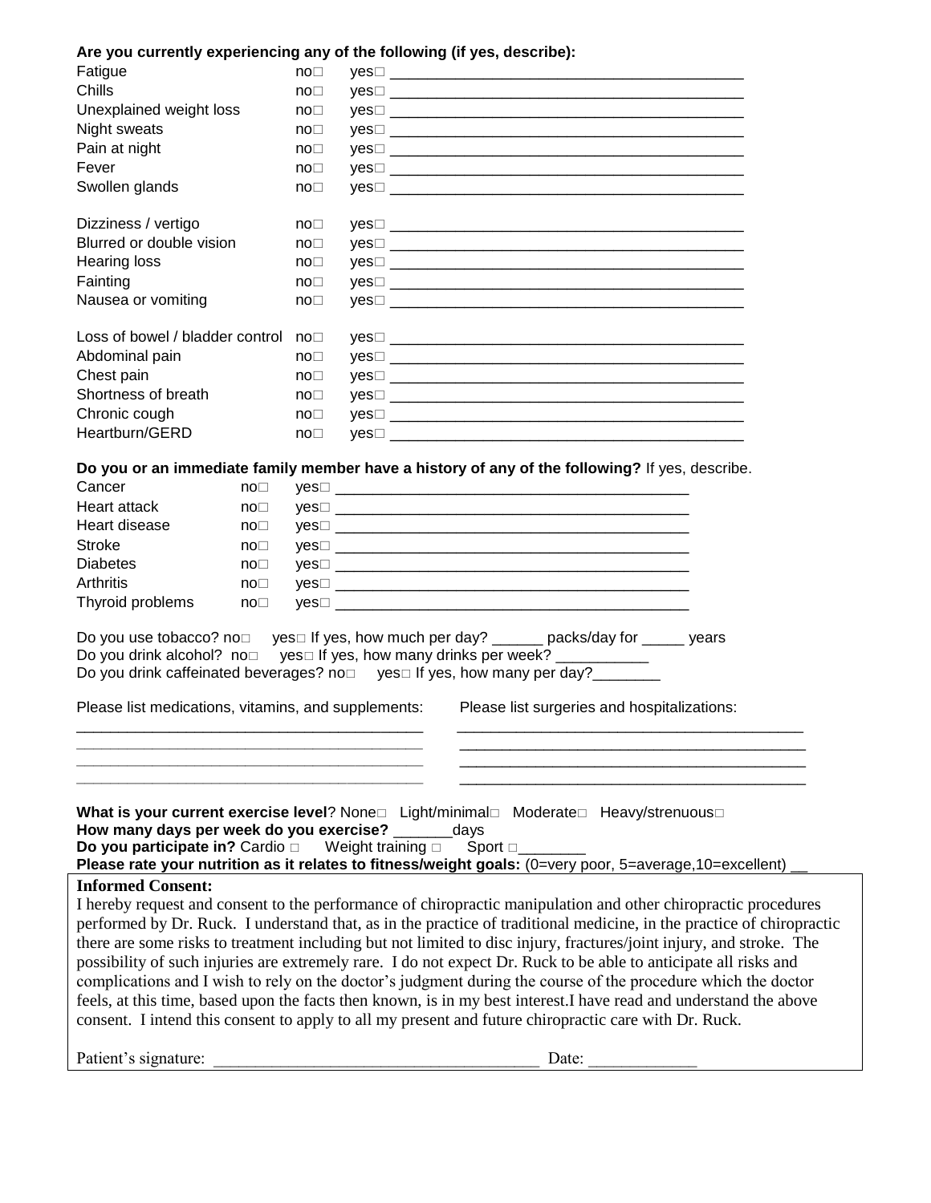**Are you currently experiencing any of the following (if yes, describe):**

| | | |
|---|---|---|
| Fatigue | no☐ | yes☐ ____________________________________________ |
| Chills | no☐ | yes☐ ____________________________________________ |
| Unexplained weight loss | no☐ | yes☐ ____________________________________________ |
| Night sweats | no☐ | yes☐ ____________________________________________ |
| Pain at night | no☐ | yes☐ ____________________________________________ |
| Fever | no☐ | yes☐ ____________________________________________ |
| Swollen glands | no☐ | yes☐ ____________________________________________ |
| Dizziness / vertigo | no☐ | yes☐ ____________________________________________ |
| Blurred or double vision | no☐ | yes☐ ____________________________________________ |
| Hearing loss | no☐ | yes☐ ____________________________________________ |
| Fainting | no☐ | yes☐ ____________________________________________ |
| Nausea or vomiting | no☐ | yes☐ ____________________________________________ |
| Loss of bowel / bladder control | no☐ | yes☐ ____________________________________________ |
| Abdominal pain | no☐ | yes☐ ____________________________________________ |
| Chest pain | no☐ | yes☐ ____________________________________________ |
| Shortness of breath | no☐ | yes☐ ____________________________________________ |
| Chronic cough | no☐ | yes☐ ____________________________________________ |
| Heartburn/GERD | no☐ | yes☐ ____________________________________________ |

**Do you or an immediate family member have a history of any of the following?** If yes, describe.

| | | |
|---|---|---|
| Cancer | no☐ | yes☐ ____________________________________________ |
| Heart attack | no☐ | yes☐ ____________________________________________ |
| Heart disease | no☐ | yes☐ ____________________________________________ |
| Stroke | no☐ | yes☐ ____________________________________________ |
| Diabetes | no☐ | yes☐ ____________________________________________ |
| Arthritis | no☐ | yes☐ ____________________________________________ |
| Thyroid problems | no☐ | yes☐ ____________________________________________ |

Do you use tobacco? no☐ yes☐ If yes, how much per day? ______ packs/day for _____ years
Do you drink alcohol? no☐ yes☐ If yes, how many drinks per week? ___________
Do you drink caffeinated beverages? no☐ yes☐ If yes, how many per day?________

Please list medications, vitamins, and supplements:

____________________________________________
____________________________________________
____________________________________________
____________________________________________

Please list surgeries and hospitalizations:

____________________________________________
____________________________________________
____________________________________________
____________________________________________

**What is your current exercise level**? None☐ Light/minimal☐ Moderate☐ Heavy/strenuous☐
**How many days per week do you exercise?** _______days
**Do you participate in?** Cardio ☐ Weight training ☐ Sport ☐________
**Please rate your nutrition as it relates to fitness/weight goals:** (0=very poor, 5=average,10=excellent) __

**Informed Consent:**

I hereby request and consent to the performance of chiropractic manipulation and other chiropractic procedures performed by Dr. Ruck. I understand that, as in the practice of traditional medicine, in the practice of chiropractic there are some risks to treatment including but not limited to disc injury, fractures/joint injury, and stroke. The possibility of such injuries are extremely rare. I do not expect Dr. Ruck to be able to anticipate all risks and complications and I wish to rely on the doctor's judgment during the course of the procedure which the doctor feels, at this time, based upon the facts then known, is in my best interest.I have read and understand the above consent. I intend this consent to apply to all my present and future chiropractic care with Dr. Ruck.

Patient's signature: ______________________________________ Date: _____________